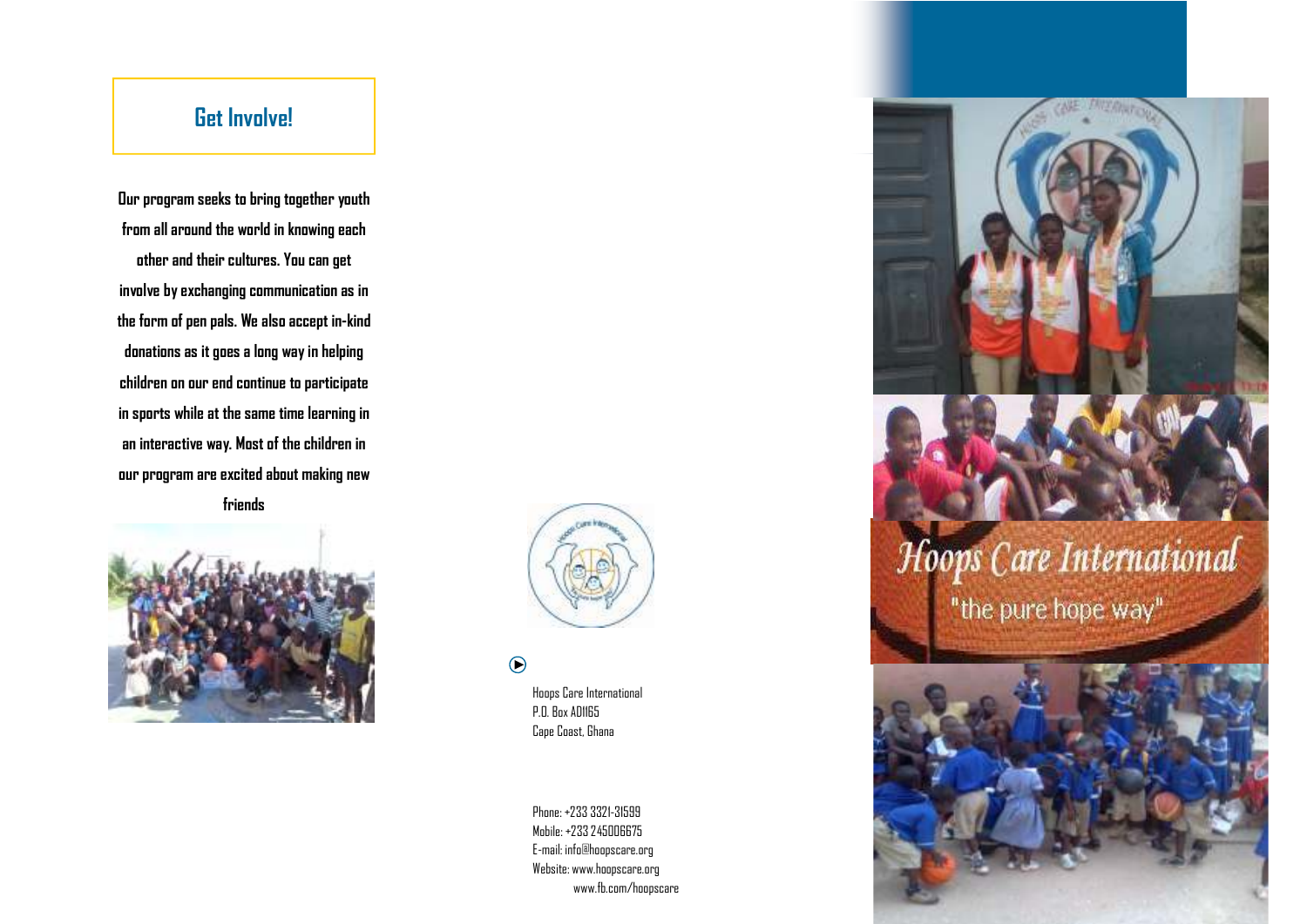## Get Involve!

**Our program seeks to bring together youth from all around the world in knowing each other and their cultures. You can get involve by exchanging communication as in the form of pen pals. We also accept in-kind donations as it goes a long way in helping children on our end continue to participate in sports while at the same time learning in an interactive way. Most of the children in our program are excited about making new friends**

Hoops Care International
P.O. Box AD1165
Cape Coast, Ghana

Phone: +233 3321-31599
Mobile: +233 245006675
E-mail: info@hoopscare.org
Website: www.hoopscare.org
www.fb.com/hoopscare

# Hoops Care International

"the pure hope way"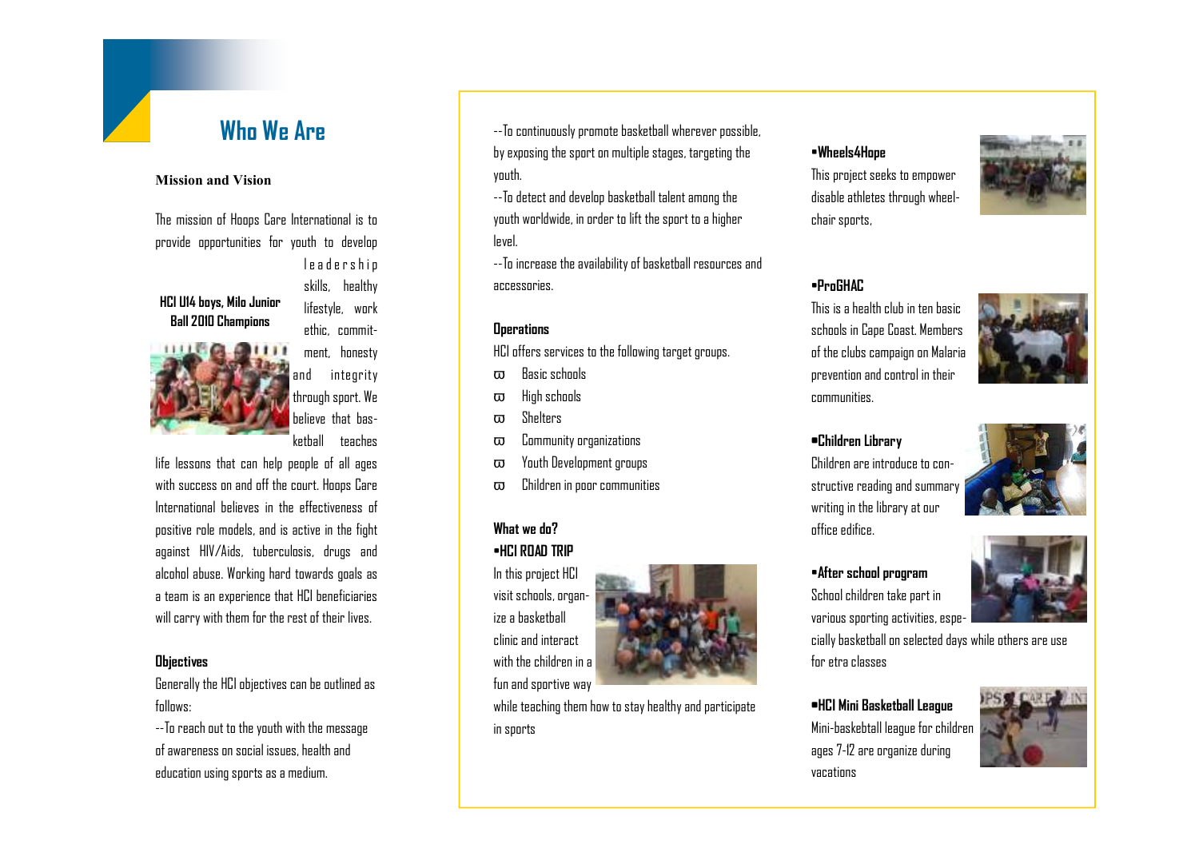## Who We Are

**Mission and Vision**

The mission of Hoops Care International is to provide opportunities for youth to develop leadership skills, healthy lifestyle, work ethic, commitment, honesty and integrity through sport. We believe that basketball teaches life lessons that can help people of all ages with success on and off the court. Hoops Care International believes in the effectiveness of positive role models, and is active in the fight against HIV/Aids, tuberculosis, drugs and alcohol abuse. Working hard towards goals as a team is an experience that HCI beneficiaries will carry with them for the rest of their lives.

**HCI U14 boys, Milo Junior Ball 2010 Champions**

**Objectives**

Generally the HCI objectives can be outlined as follows:

--To reach out to the youth with the message of awareness on social issues, health and education using sports as a medium.

--To continuously promote basketball wherever possible, by exposing the sport on multiple stages, targeting the youth.

--To detect and develop basketball talent among the youth worldwide, in order to lift the sport to a higher level.

--To increase the availability of basketball resources and accessories.

**Operations**

HCI offers services to the following target groups.

- Basic schools
- High schools
- Shelters
- Community organizations
- Youth Development groups
- Children in poor communities

**What we do?**

**•HCI ROAD TRIP**

In this project HCI visit schools, organize a basketball clinic and interact with the children in a fun and sportive way while teaching them how to stay healthy and participate in sports

**•Wheels4Hope**

This project seeks to empower disable athletes through wheelchair sports,

**•ProGHAC**

This is a health club in ten basic schools in Cape Coast. Members of the clubs campaign on Malaria prevention and control in their communities.

**•Children Library**

Children are introduce to constructive reading and summary writing in the library at our office edifice.

**•After school program**

School children take part in various sporting activities, especially basketball on selected days while others are use for etra classes

**•HCI Mini Basketball League**

Mini-baskebtall league for children ages 7-12 are organize during vacations